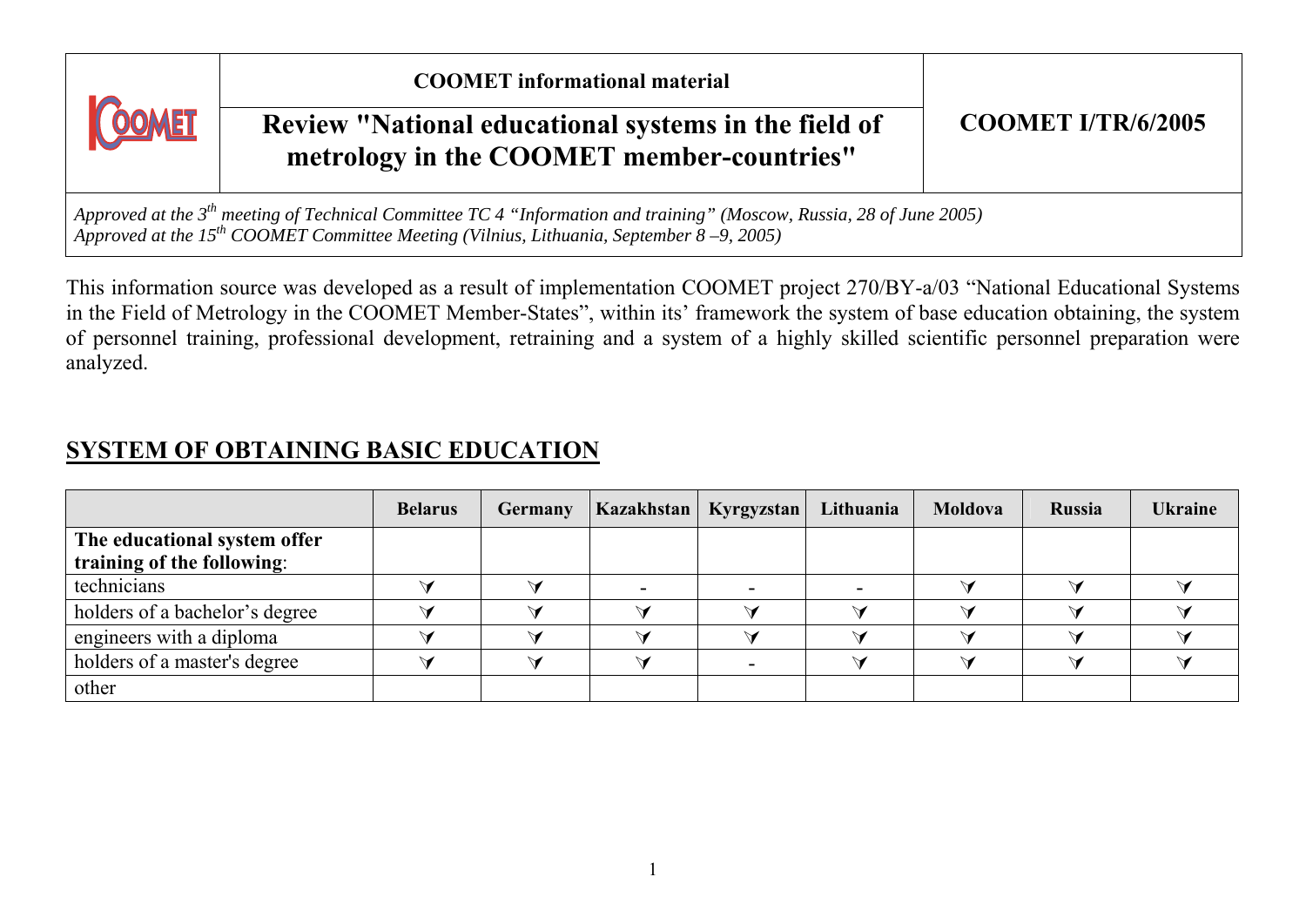| | COOMET informational material | |
|---|---|---|
| COOMET | **Review "National educational systems in the field of metrology in the COOMET member-countries"** | **COOMET I/TR/6/2005** |

*Approved at the 3[th] meeting of Technical Committee TC 4 "Information and training" (Moscow, Russia, 28 of June 2005)*
*Approved at the 15[th] COOMET Committee Meeting (Vilnius, Lithuania, September 8 –9, 2005)*

This information source was developed as a result of implementation COOMET project 270/BY-a/03 "National Educational Systems in the Field of Metrology in the COOMET Member-States", within its' framework the system of base education obtaining, the system of personnel training, professional development, retraining and a system of a highly skilled scientific personnel preparation were analyzed.

## SYSTEM OF OBTAINING BASIC EDUCATION

| | Belarus | Germany | Kazakhstan | Kyrgyzstan | Lithuania | Moldova | Russia | Ukraine |
|---|---|---|---|---|---|---|---|---|
| **The educational system offer training of the following**: | | | | | | | | |
| technicians | ✓ | ✓ | - | - | - | ✓ | ✓ | ✓ |
| holders of a bachelor's degree | ✓ | ✓ | ✓ | ✓ | ✓ | ✓ | ✓ | ✓ |
| engineers with a diploma | ✓ | ✓ | ✓ | ✓ | ✓ | ✓ | ✓ | ✓ |
| holders of a master's degree | ✓ | ✓ | ✓ | - | ✓ | ✓ | ✓ | ✓ |
| other | | | | | | | | |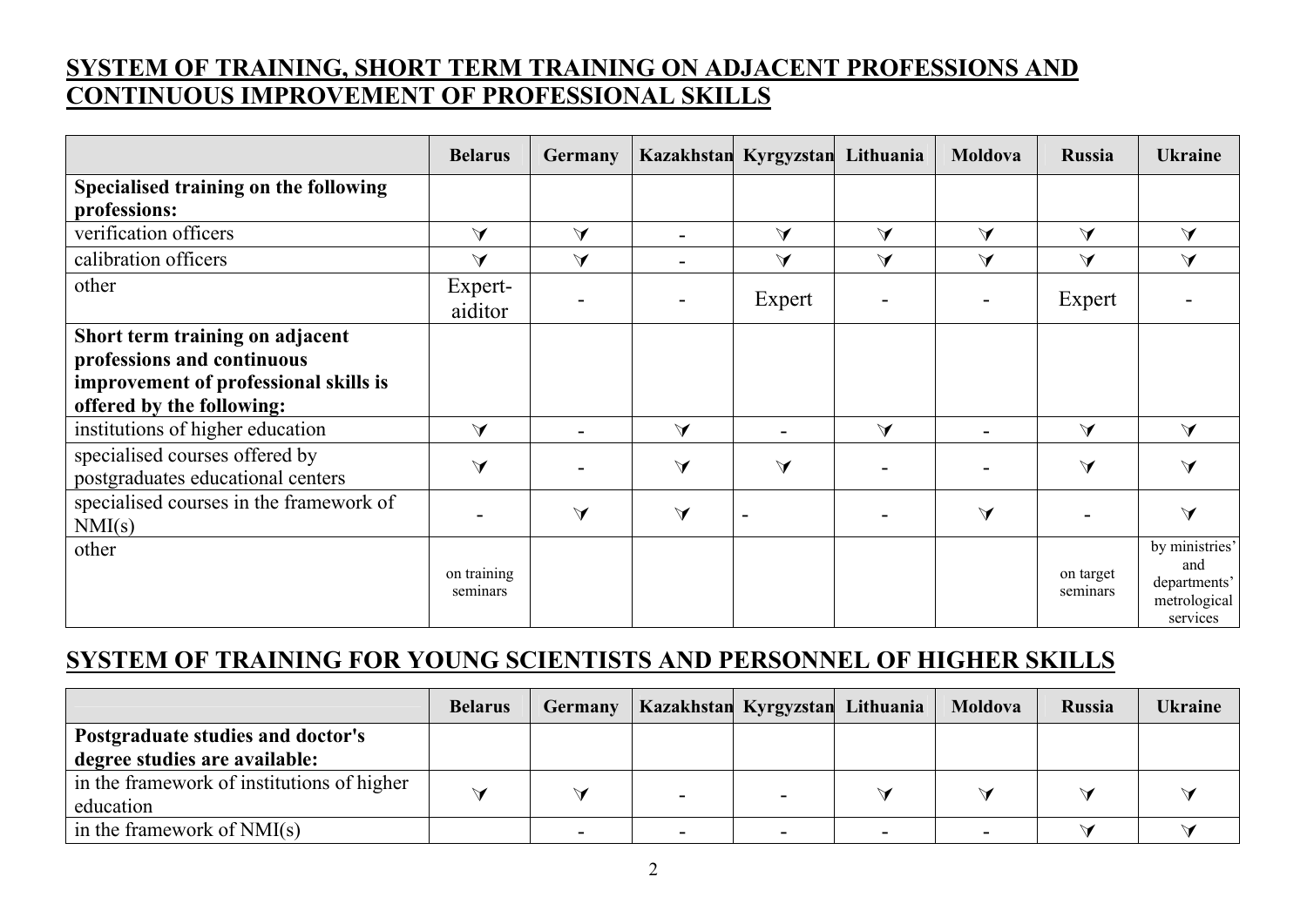## SYSTEM OF TRAINING, SHORT TERM TRAINING ON ADJACENT PROFESSIONS AND CONTINUOUS IMPROVEMENT OF PROFESSIONAL SKILLS

| | Belarus | Germany | Kazakhstan | Kyrgyzstan | Lithuania | Moldova | Russia | Ukraine |
|---|---|---|---|---|---|---|---|---|
| **Specialised training on the following professions:** | | | | | | | | |
| verification officers | ✓ | ✓ | - | ✓ | ✓ | ✓ | ✓ | ✓ |
| calibration officers | ✓ | ✓ | - | ✓ | ✓ | ✓ | ✓ | ✓ |
| other | Expert-aiditor | - | - | Expert | - | - | Expert | - |
| **Short term training on adjacent professions and continuous improvement of professional skills is offered by the following:** | | | | | | | | |
| institutions of higher education | ✓ | - | ✓ | - | ✓ | - | ✓ | ✓ |
| specialised courses offered by postgraduates educational centers | ✓ | - | ✓ | ✓ | - | - | ✓ | ✓ |
| specialised courses in the framework of NMI(s) | - | ✓ | ✓ | - | - | ✓ | - | ✓ |
| other | on training seminars | | | | | | on target seminars | by ministries' and departments' metrological services |

## SYSTEM OF TRAINING FOR YOUNG SCIENTISTS AND PERSONNEL OF HIGHER SKILLS

| | Belarus | Germany | Kazakhstan | Kyrgyzstan | Lithuania | Moldova | Russia | Ukraine |
|---|---|---|---|---|---|---|---|---|
| **Postgraduate studies and doctor's degree studies are available:** | | | | | | | | |
| in the framework of institutions of higher education | ✓ | ✓ | - | - | ✓ | ✓ | ✓ | ✓ |
| in the framework of NMI(s) | | - | - | - | - | - | ✓ | ✓ |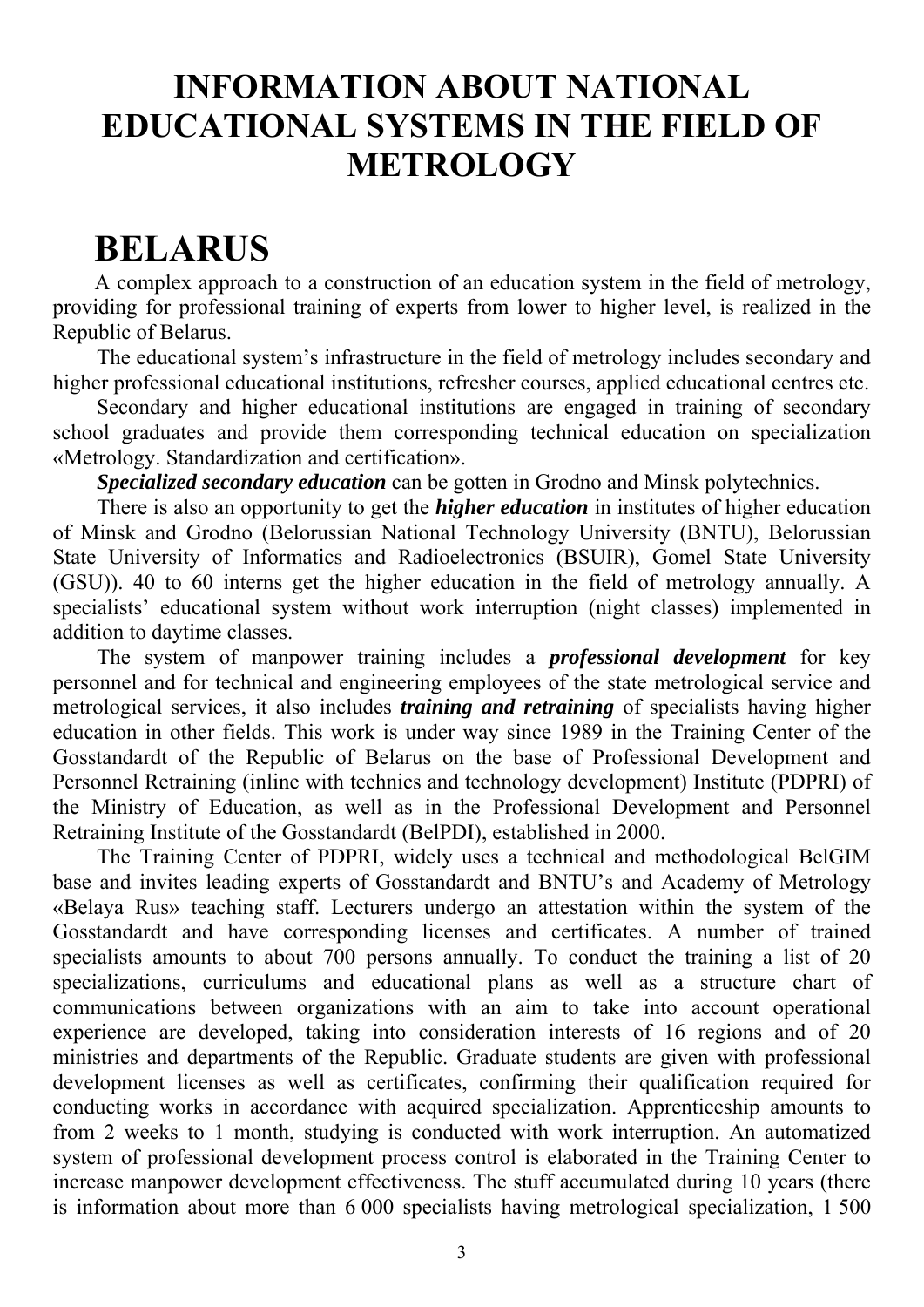# INFORMATION ABOUT NATIONAL EDUCATIONAL SYSTEMS IN THE FIELD OF METROLOGY

## BELARUS

A complex approach to a construction of an education system in the field of metrology, providing for professional training of experts from lower to higher level, is realized in the Republic of Belarus.

The educational system's infrastructure in the field of metrology includes secondary and higher professional educational institutions, refresher courses, applied educational centres etc.

Secondary and higher educational institutions are engaged in training of secondary school graduates and provide them corresponding technical education on specialization «Metrology. Standardization and certification».

***Specialized secondary education*** can be gotten in Grodno and Minsk polytechnics.

There is also an opportunity to get the ***higher education*** in institutes of higher education of Minsk and Grodno (Belorussian National Technology University (BNTU), Belorussian State University of Informatics and Radioelectronics (BSUIR), Gomel State University (GSU)). 40 to 60 interns get the higher education in the field of metrology annually. A specialists' educational system without work interruption (night classes) implemented in addition to daytime classes.

The system of manpower training includes a ***professional development*** for key personnel and for technical and engineering employees of the state metrological service and metrological services, it also includes ***training and retraining*** of specialists having higher education in other fields. This work is under way since 1989 in the Training Center of the Gosstandardt of the Republic of Belarus on the base of Professional Development and Personnel Retraining (inline with technics and technology development) Institute (PDPRI) of the Ministry of Education, as well as in the Professional Development and Personnel Retraining Institute of the Gosstandardt (BelPDI), established in 2000.

The Training Center of PDPRI, widely uses a technical and methodological BelGIM base and invites leading experts of Gosstandardt and BNTU's and Academy of Metrology «Belaya Rus» teaching staff. Lecturers undergo an attestation within the system of the Gosstandardt and have corresponding licenses and certificates. A number of trained specialists amounts to about 700 persons annually. To conduct the training a list of 20 specializations, curriculums and educational plans as well as a structure chart of communications between organizations with an aim to take into account operational experience are developed, taking into consideration interests of 16 regions and of 20 ministries and departments of the Republic. Graduate students are given with professional development licenses as well as certificates, confirming their qualification required for conducting works in accordance with acquired specialization. Apprenticeship amounts to from 2 weeks to 1 month, studying is conducted with work interruption. An automatized system of professional development process control is elaborated in the Training Center to increase manpower development effectiveness. The stuff accumulated during 10 years (there is information about more than 6 000 specialists having metrological specialization, 1 500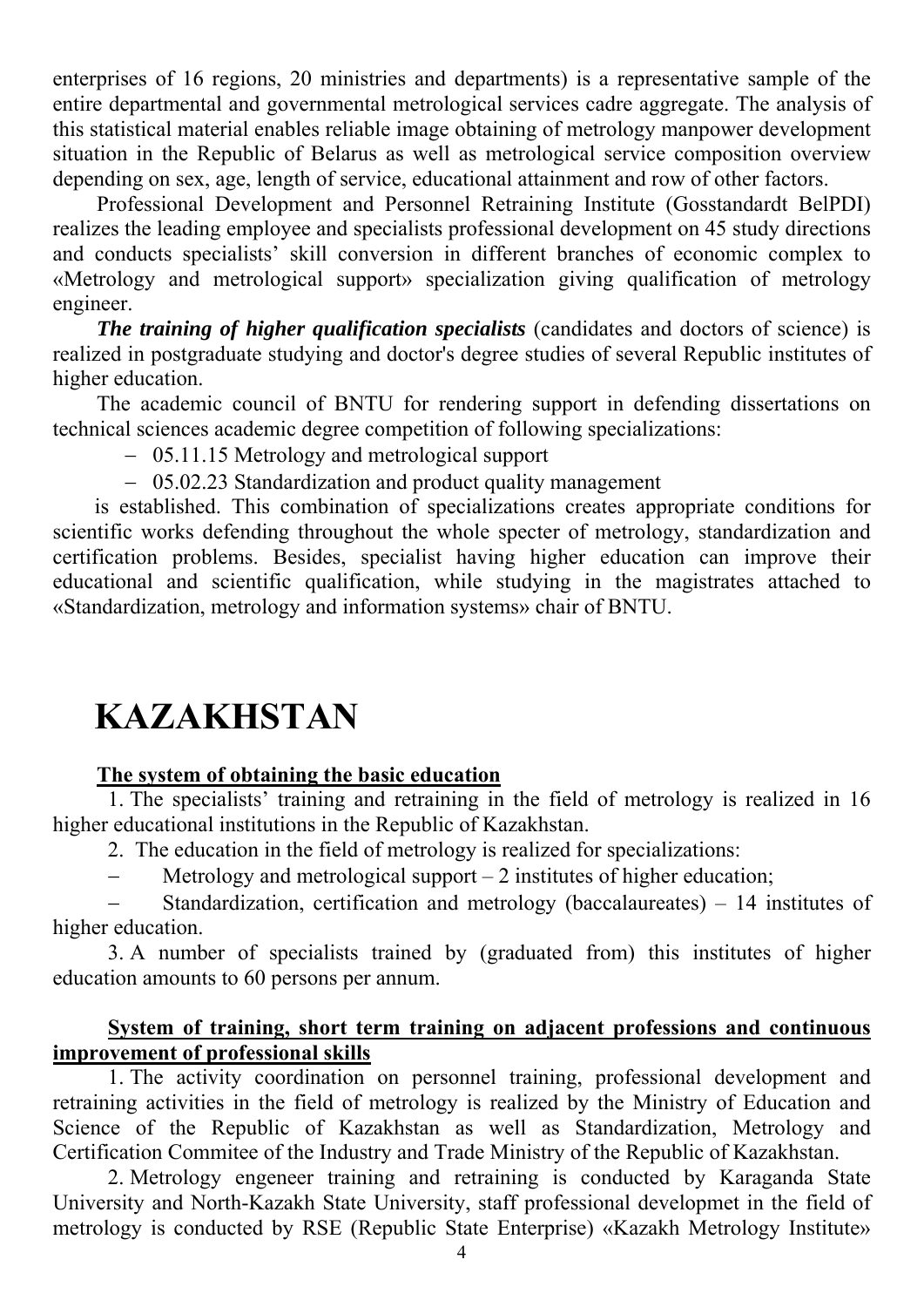enterprises of 16 regions, 20 ministries and departments) is a representative sample of the entire departmental and governmental metrological services cadre aggregate. The analysis of this statistical material enables reliable image obtaining of metrology manpower development situation in the Republic of Belarus as well as metrological service composition overview depending on sex, age, length of service, educational attainment and row of other factors.

Professional Development and Personnel Retraining Institute (Gosstandardt BelPDI) realizes the leading employee and specialists professional development on 45 study directions and conducts specialists' skill conversion in different branches of economic complex to «Metrology and metrological support» specialization giving qualification of metrology engineer.

***The training of higher qualification specialists*** (candidates and doctors of science) is realized in postgraduate studying and doctor's degree studies of several Republic institutes of higher education.

The academic council of BNTU for rendering support in defending dissertations on technical sciences academic degree competition of following specializations:

- 05.11.15 Metrology and metrological support
- 05.02.23 Standardization and product quality management

is established. This combination of specializations creates appropriate conditions for scientific works defending throughout the whole specter of metrology, standardization and certification problems. Besides, specialist having higher education can improve their educational and scientific qualification, while studying in the magistrates attached to «Standardization, metrology and information systems» chair of BNTU.

# KAZAKHSTAN

**The system of obtaining the basic education**

1. The specialists' training and retraining in the field of metrology is realized in 16 higher educational institutions in the Republic of Kazakhstan.
2. The education in the field of metrology is realized for specializations:
   - Metrology and metrological support – 2 institutes of higher education;
   - Standardization, certification and metrology (baccalaureates) – 14 institutes of higher education.
3. A number of specialists trained by (graduated from) this institutes of higher education amounts to 60 persons per annum.

**System of training, short term training on adjacent professions and continuous improvement of professional skills**

1. The activity coordination on personnel training, professional development and retraining activities in the field of metrology is realized by the Ministry of Education and Science of the Republic of Kazakhstan as well as Standardization, Metrology and Certification Commitee of the Industry and Trade Ministry of the Republic of Kazakhstan.
2. Metrology engeneer training and retraining is conducted by Karaganda State University and North-Kazakh State University, staff professional developmet in the field of metrology is conducted by RSE (Republic State Enterprise) «Kazakh Metrology Institute»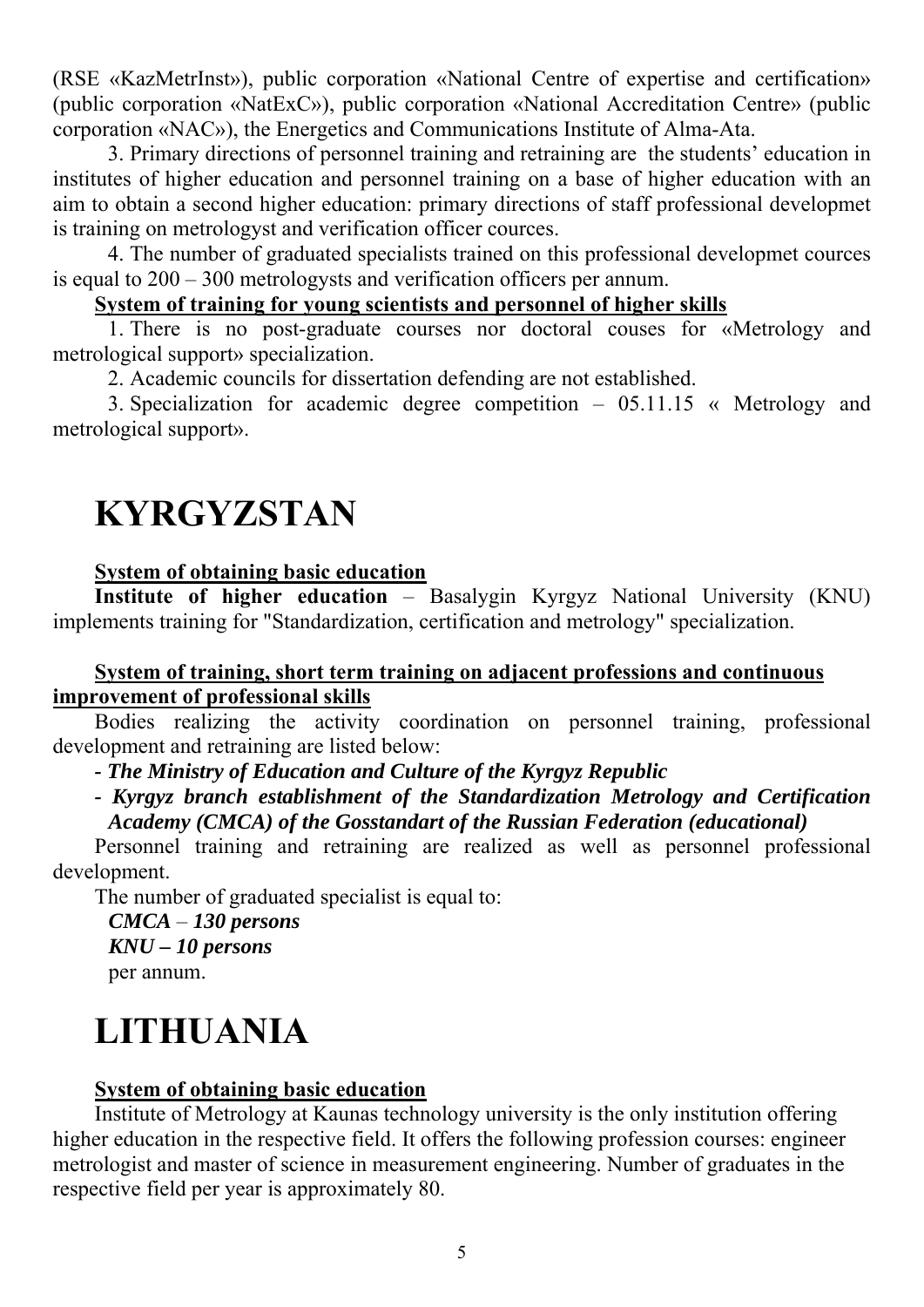(RSE «KazMetrInst»), public corporation «National Centre of expertise and certification» (public corporation «NatExC»), public corporation «National Accreditation Centre» (public corporation «NAC»), the Energetics and Communications Institute of Alma-Ata.

3. Primary directions of personnel training and retraining are the students' education in institutes of higher education and personnel training on a base of higher education with an aim to obtain a second higher education: primary directions of staff professional developmet is training on metrologyst and verification officer cources.

4. The number of graduated specialists trained on this professional developmet cources is equal to 200 – 300 metrologysts and verification officers per annum.

**System of training for young scientists and personnel of higher skills**

1. There is no post-graduate courses nor doctoral couses for «Metrology and metrological support» specialization.

2. Academic councils for dissertation defending are not established.

3. Specialization for academic degree competition – 05.11.15 « Metrology and metrological support».

# KYRGYZSTAN

**System of obtaining basic education**

**Institute of higher education** – Basalygin Kyrgyz National University (KNU) implements training for "Standardization, certification and metrology" specialization.

**System of training, short term training on adjacent professions and continuous improvement of professional skills**

Bodies realizing the activity coordination on personnel training, professional development and retraining are listed below:

- ***The Ministry of Education and Culture of the Kyrgyz Republic***
- ***Kyrgyz branch establishment of the Standardization Metrology and Certification Academy (CMCA) of the Gosstandart of the Russian Federation (educational)***

Personnel training and retraining are realized as well as personnel professional development.

The number of graduated specialist is equal to:

***CMCA** – **130 persons***
***KNU – 10 persons***
per annum.

# LITHUANIA

**System of obtaining basic education**

Institute of Metrology at Kaunas technology university is the only institution offering higher education in the respective field. It offers the following profession courses: engineer metrologist and master of science in measurement engineering. Number of graduates in the respective field per year is approximately 80.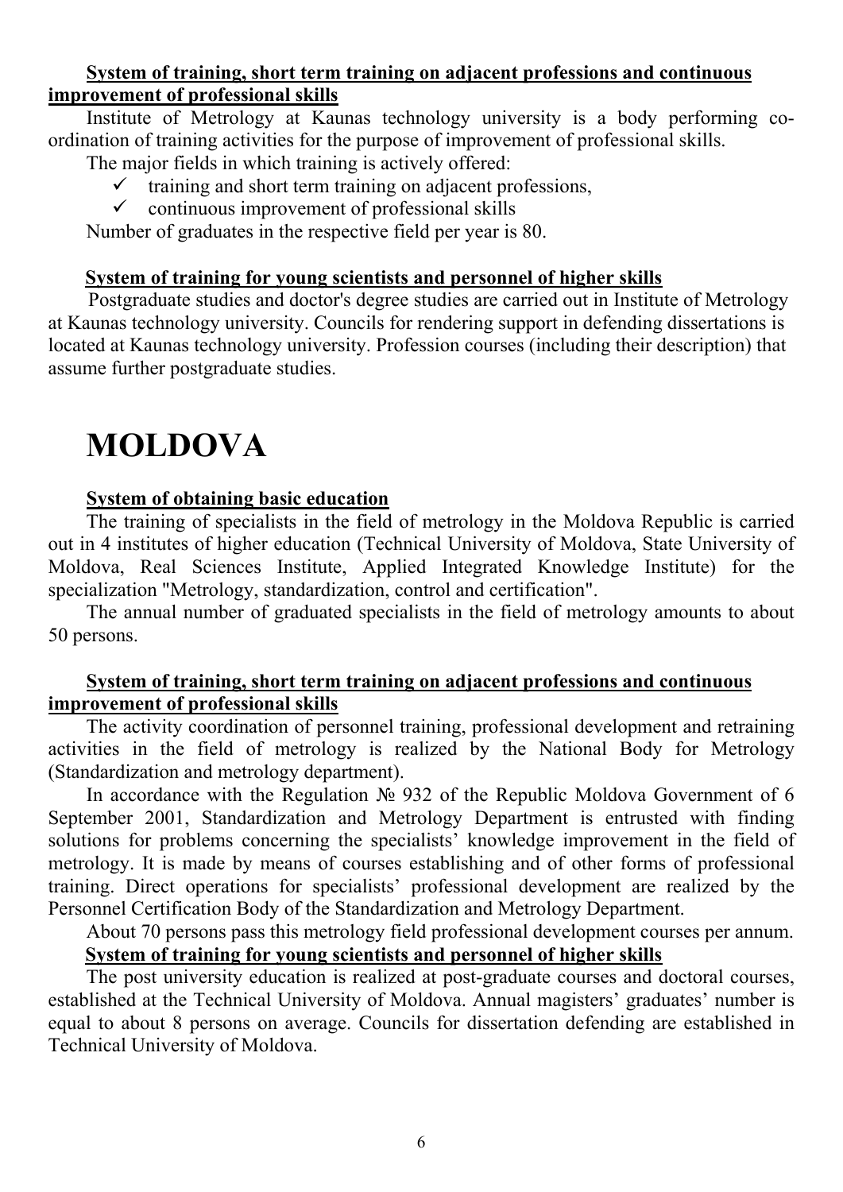**System of training, short term training on adjacent professions and continuous improvement of professional skills**

Institute of Metrology at Kaunas technology university is a body performing co-ordination of training activities for the purpose of improvement of professional skills.

The major fields in which training is actively offered:

- ✓ training and short term training on adjacent professions,
- ✓ continuous improvement of professional skills

Number of graduates in the respective field per year is 80.

**System of training for young scientists and personnel of higher skills**

Postgraduate studies and doctor's degree studies are carried out in Institute of Metrology at Kaunas technology university. Councils for rendering support in defending dissertations is located at Kaunas technology university. Profession courses (including their description) that assume further postgraduate studies.

# MOLDOVA

**System of obtaining basic education**

The training of specialists in the field of metrology in the Moldova Republic is carried out in 4 institutes of higher education (Technical University of Moldova, State University of Moldova, Real Sciences Institute, Applied Integrated Knowledge Institute) for the specialization "Metrology, standardization, control and certification".

The annual number of graduated specialists in the field of metrology amounts to about 50 persons.

**System of training, short term training on adjacent professions and continuous improvement of professional skills**

The activity coordination of personnel training, professional development and retraining activities in the field of metrology is realized by the National Body for Metrology (Standardization and metrology department).

In accordance with the Regulation № 932 of the Republic Moldova Government of 6 September 2001, Standardization and Metrology Department is entrusted with finding solutions for problems concerning the specialists' knowledge improvement in the field of metrology. It is made by means of courses establishing and of other forms of professional training. Direct operations for specialists' professional development are realized by the Personnel Certification Body of the Standardization and Metrology Department.

About 70 persons pass this metrology field professional development courses per annum.

**System of training for young scientists and personnel of higher skills**

The post university education is realized at post-graduate courses and doctoral courses, established at the Technical University of Moldova. Annual magisters' graduates' number is equal to about 8 persons on average. Councils for dissertation defending are established in Technical University of Moldova.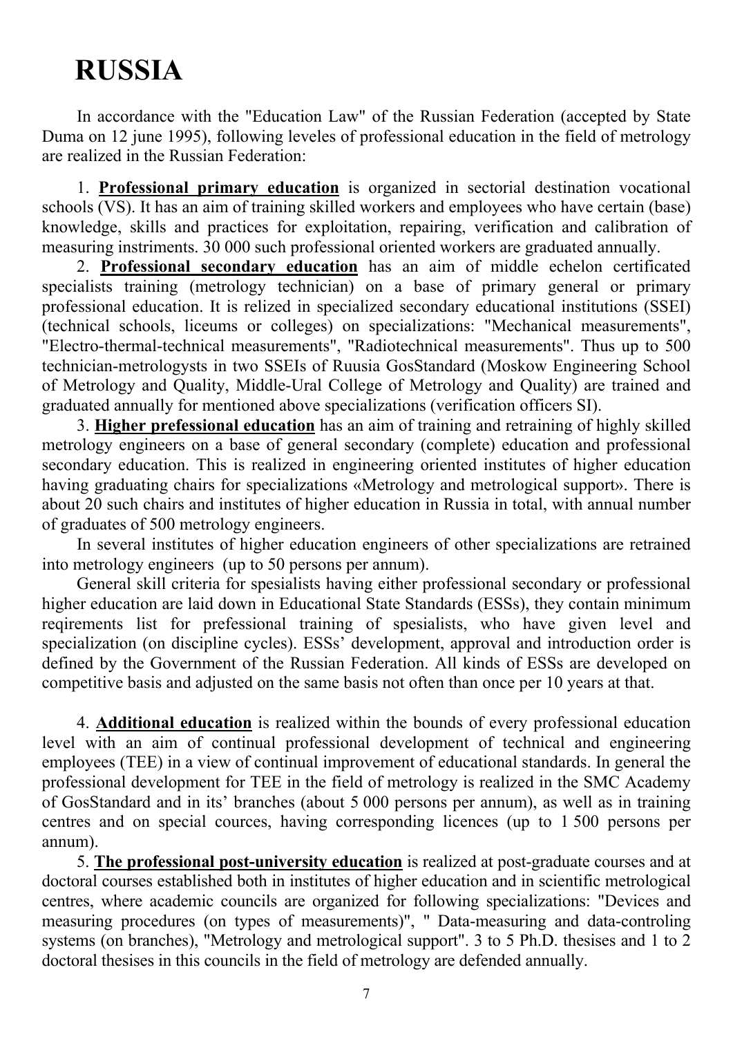# RUSSIA

In accordance with the "Education Law" of the Russian Federation (accepted by State Duma on 12 june 1995), following leveles of professional education in the field of metrology are realized in the Russian Federation:

1. **Professional primary education** is organized in sectorial destination vocational schools (VS). It has an aim of training skilled workers and employees who have certain (base) knowledge, skills and practices for exploitation, repairing, verification and calibration of measuring instriments. 30 000 such professional oriented workers are graduated annually.

2. **Professional secondary education** has an aim of middle echelon certificated specialists training (metrology technician) on a base of primary general or primary professional education. It is relized in specialized secondary educational institutions (SSEI) (technical schools, liceums or colleges) on specializations: "Mechanical measurements", "Electro-thermal-technical measurements", "Radiotechnical measurements". Thus up to 500 technician-metrologysts in two SSEIs of Ruusia GosStandard (Moskow Engineering School of Metrology and Quality, Middle-Ural College of Metrology and Quality) are trained and graduated annually for mentioned above specializations (verification officers SI).

3. **Higher prefessional education** has an aim of training and retraining of highly skilled metrology engineers on a base of general secondary (complete) education and professional secondary education. This is realized in engineering oriented institutes of higher education having graduating chairs for specializations «Metrology and metrological support». There is about 20 such chairs and institutes of higher education in Russia in total, with annual number of graduates of 500 metrology engineers.

In several institutes of higher education engineers of other specializations are retrained into metrology engineers (up to 50 persons per annum).

General skill criteria for spesialists having either professional secondary or professional higher education are laid down in Educational State Standards (ESSs), they contain minimum reqirements list for prefessional training of spesialists, who have given level and specialization (on discipline cycles). ESSs' development, approval and introduction order is defined by the Government of the Russian Federation. All kinds of ESSs are developed on competitive basis and adjusted on the same basis not often than once per 10 years at that.

4. **Additional education** is realized within the bounds of every professional education level with an aim of continual professional development of technical and engineering employees (TEE) in a view of continual improvement of educational standards. In general the professional development for TEE in the field of metrology is realized in the SMC Academy of GosStandard and in its' branches (about 5 000 persons per annum), as well as in training centres and on special cources, having corresponding licences (up to 1 500 persons per annum).

5. **The professional post-university education** is realized at post-graduate courses and at doctoral courses established both in institutes of higher education and in scientific metrological centres, where academic councils are organized for following specializations: "Devices and measuring procedures (on types of measurements)", " Data-measuring and data-controling systems (on branches), "Metrology and metrological support". 3 to 5 Ph.D. thesises and 1 to 2 doctoral thesises in this councils in the field of metrology are defended annually.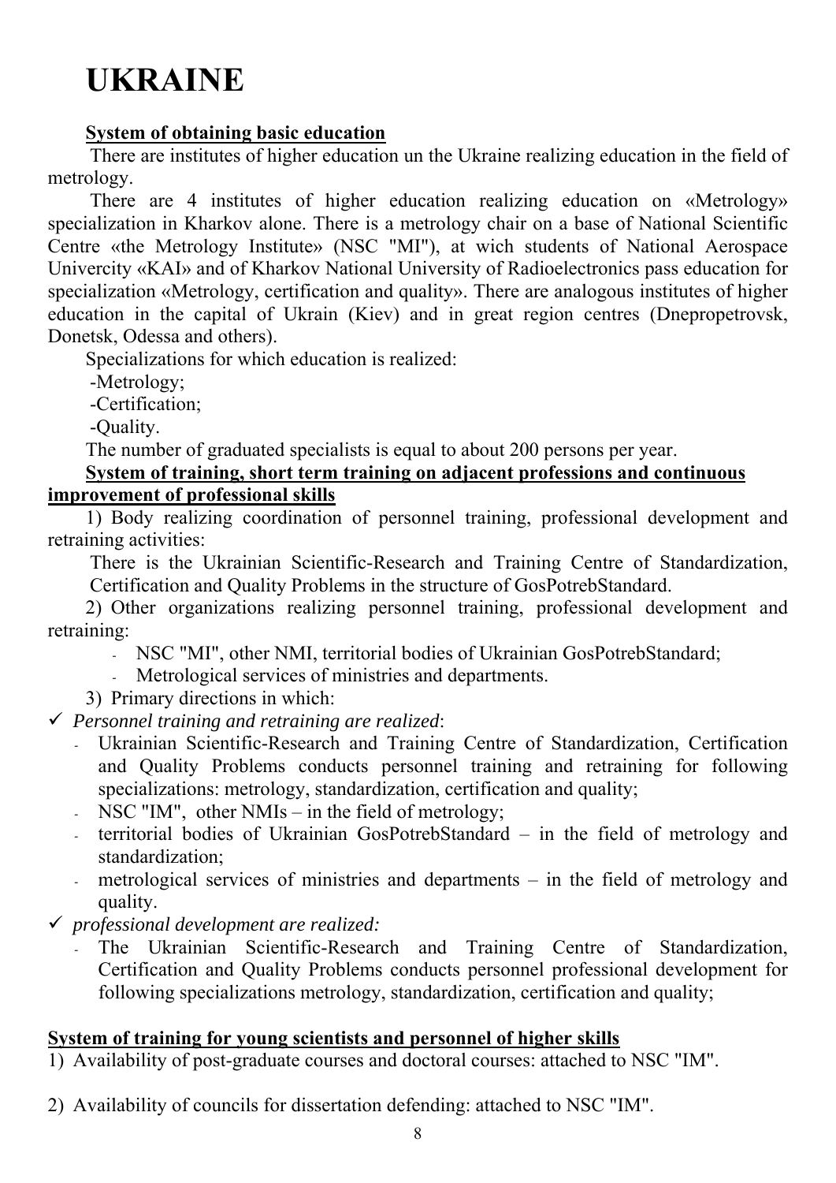# UKRAINE

**System of obtaining basic education**

There are institutes of higher education un the Ukraine realizing education in the field of metrology.

There are 4 institutes of higher education realizing education on «Metrology» specialization in Kharkov alone. There is a metrology chair on a base of National Scientific Centre «the Metrology Institute» (NSC "MI"), at wich students of National Aerospace Univercity «KAI» and of Kharkov National University of Radioelectronics pass education for specialization «Metrology, certification and quality». There are analogous institutes of higher education in the capital of Ukrain (Kiev) and in great region centres (Dnepropetrovsk, Donetsk, Odessa and others).

Specializations for which education is realized:

-Metrology;

-Certification;

-Quality.

The number of graduated specialists is equal to about 200 persons per year.

**System of training, short term training on adjacent professions and continuous improvement of professional skills**

1) Body realizing coordination of personnel training, professional development and retraining activities:

There is the Ukrainian Scientific-Research and Training Centre of Standardization, Certification and Quality Problems in the structure of GosPotrebStandard.

2) Other organizations realizing personnel training, professional development and retraining:

- NSC "MI", other NMI, territorial bodies of Ukrainian GosPotrebStandard;
- Metrological services of ministries and departments.

3) Primary directions in which:

✓ *Personnel training and retraining are realized*:

- Ukrainian Scientific-Research and Training Centre of Standardization, Certification and Quality Problems conducts personnel training and retraining for following specializations: metrology, standardization, certification and quality;
- NSC "IM", other NMIs – in the field of metrology;
- territorial bodies of Ukrainian GosPotrebStandard – in the field of metrology and standardization;
- metrological services of ministries and departments – in the field of metrology and quality.

✓ *professional development are realized:*

- The Ukrainian Scientific-Research and Training Centre of Standardization, Certification and Quality Problems conducts personnel professional development for following specializations metrology, standardization, certification and quality;

**System of training for young scientists and personnel of higher skills**

1) Availability of post-graduate courses and doctoral courses: attached to NSC "IM".

2) Availability of councils for dissertation defending: attached to NSC "IM".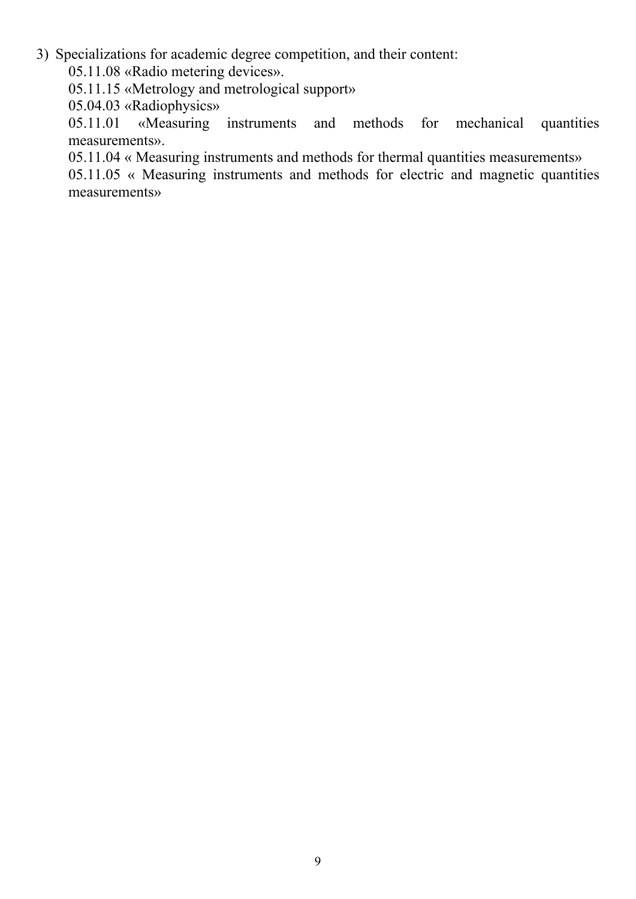3) Specializations for academic degree competition, and their content:

   05.11.08 «Radio metering devices».

   05.11.15 «Metrology and metrological support»

   05.04.03 «Radiophysics»

   05.11.01 «Measuring instruments and methods for mechanical quantities measurements».

   05.11.04 « Measuring instruments and methods for thermal quantities measurements»

   05.11.05 « Measuring instruments and methods for electric and magnetic quantities measurements»